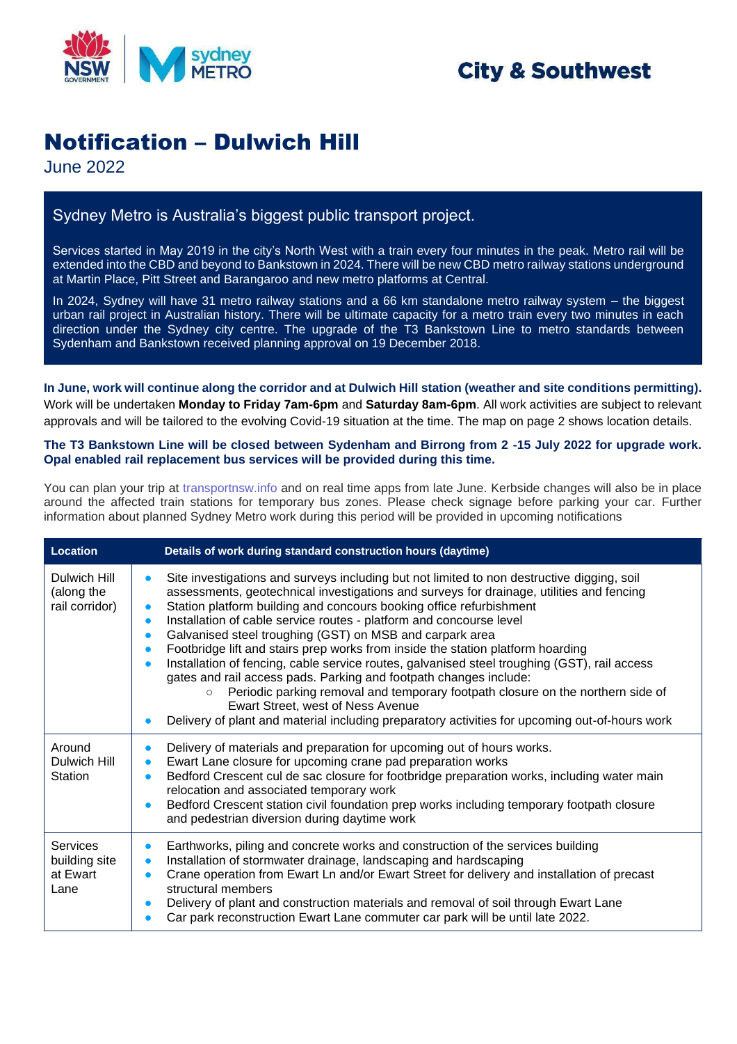City & Southwest

# Notification – Dulwich Hill

June 2022

## Sydney Metro is Australia's biggest public transport project.

Services started in May 2019 in the city's North West with a train every four minutes in the peak. Metro rail will be extended into the CBD and beyond to Bankstown in 2024. There will be new CBD metro railway stations underground at Martin Place, Pitt Street and Barangaroo and new metro platforms at Central.

In 2024, Sydney will have 31 metro railway stations and a 66 km standalone metro railway system – the biggest urban rail project in Australian history. There will be ultimate capacity for a metro train every two minutes in each direction under the Sydney city centre. The upgrade of the T3 Bankstown Line to metro standards between Sydenham and Bankstown received planning approval on 19 December 2018.

**In June, work will continue along the corridor and at Dulwich Hill station (weather and site conditions permitting).** Work will be undertaken **Monday to Friday 7am-6pm** and **Saturday 8am-6pm**. All work activities are subject to relevant approvals and will be tailored to the evolving Covid-19 situation at the time. The map on page 2 shows location details.

**The T3 Bankstown Line will be closed between Sydenham and Birrong from 2 -15 July 2022 for upgrade work. Opal enabled rail replacement bus services will be provided during this time.**

You can plan your trip at transportnsw.info and on real time apps from late June. Kerbside changes will also be in place around the affected train stations for temporary bus zones. Please check signage before parking your car. Further information about planned Sydney Metro work during this period will be provided in upcoming notifications

| Location | Details of work during standard construction hours (daytime) |
|---|---|
| Dulwich Hill (along the rail corridor) | • Site investigations and surveys including but not limited to non destructive digging, soil assessments, geotechnical investigations and surveys for drainage, utilities and fencing<br>• Station platform building and concours booking office refurbishment<br>• Installation of cable service routes - platform and concourse level<br>• Galvanised steel troughing (GST) on MSB and carpark area<br>• Footbridge lift and stairs prep works from inside the station platform hoarding<br>• Installation of fencing, cable service routes, galvanised steel troughing (GST), rail access gates and rail access pads. Parking and footpath changes include:<br>&nbsp;&nbsp;&nbsp;&nbsp;○ Periodic parking removal and temporary footpath closure on the northern side of Ewart Street, west of Ness Avenue<br>• Delivery of plant and material including preparatory activities for upcoming out-of-hours work |
| Around Dulwich Hill Station | • Delivery of materials and preparation for upcoming out of hours works.<br>• Ewart Lane closure for upcoming crane pad preparation works<br>• Bedford Crescent cul de sac closure for footbridge preparation works, including water main relocation and associated temporary work<br>• Bedford Crescent station civil foundation prep works including temporary footpath closure and pedestrian diversion during daytime work |
| Services building site at Ewart Lane | • Earthworks, piling and concrete works and construction of the services building<br>• Installation of stormwater drainage, landscaping and hardscaping<br>• Crane operation from Ewart Ln and/or Ewart Street for delivery and installation of precast structural members<br>• Delivery of plant and construction materials and removal of soil through Ewart Lane<br>• Car park reconstruction Ewart Lane commuter car park will be until late 2022. |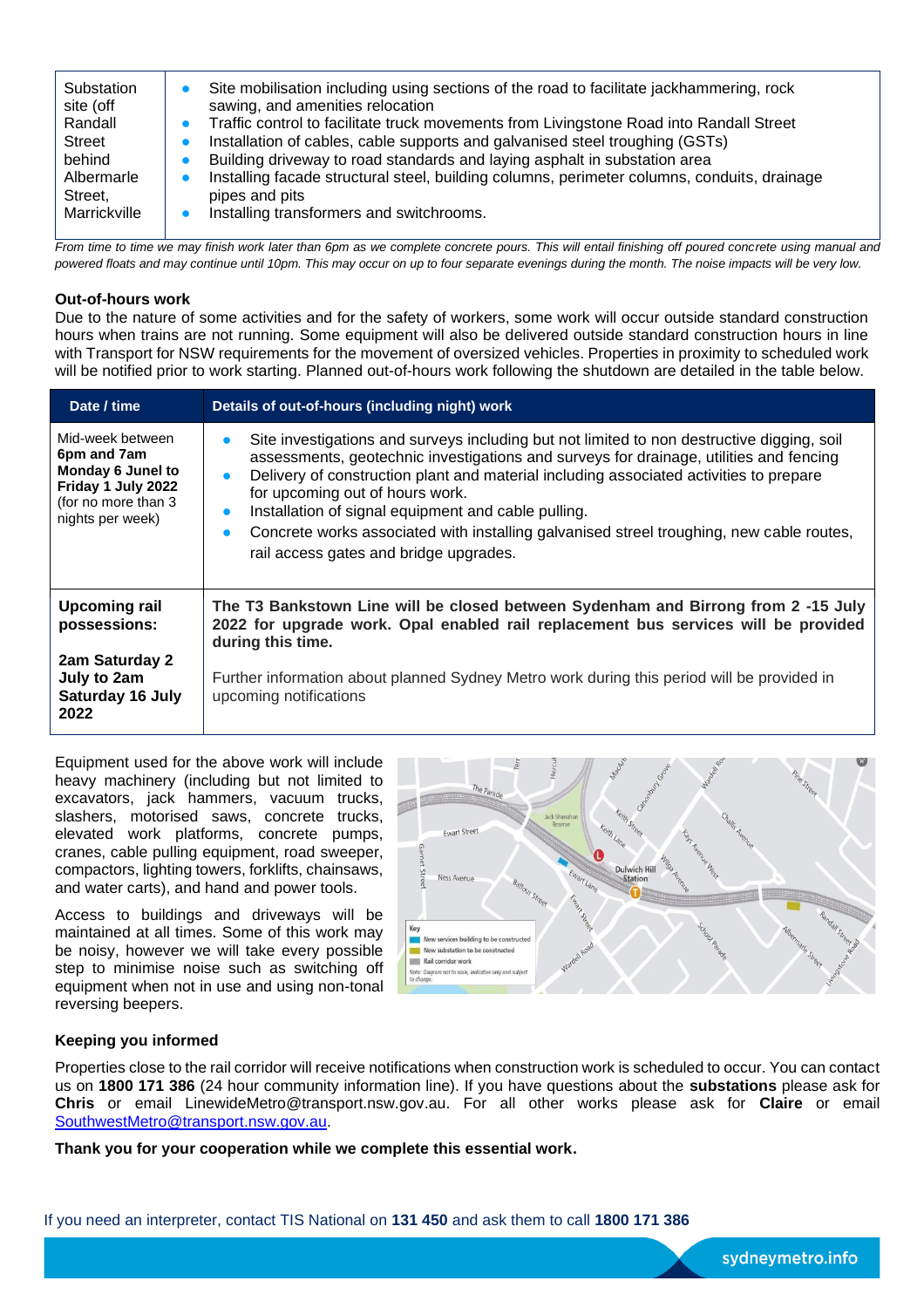| | |
|---|---|
| Substation site (off Randall Street behind Albermarle Street, Marrickville | • Site mobilisation including using sections of the road to facilitate jackhammering, rock sawing, and amenities relocation<br>• Traffic control to facilitate truck movements from Livingstone Road into Randall Street<br>• Installation of cables, cable supports and galvanised steel troughing (GSTs)<br>• Building driveway to road standards and laying asphalt in substation area<br>• Installing facade structural steel, building columns, perimeter columns, conduits, drainage pipes and pits<br>• Installing transformers and switchrooms. |

*From time to time we may finish work later than 6pm as we complete concrete pours. This will entail finishing off poured concrete using manual and powered floats and may continue until 10pm. This may occur on up to four separate evenings during the month. The noise impacts will be very low.*

**Out-of-hours work**

Due to the nature of some activities and for the safety of workers, some work will occur outside standard construction hours when trains are not running. Some equipment will also be delivered outside standard construction hours in line with Transport for NSW requirements for the movement of oversized vehicles. Properties in proximity to scheduled work will be notified prior to work starting. Planned out-of-hours work following the shutdown are detailed in the table below.

| Date / time | Details of out-of-hours (including night) work |
|---|---|
| Mid-week between **6pm and 7am Monday 6 Junel to Friday 1 July 2022** (for no more than 3 nights per week) | • Site investigations and surveys including but not limited to non destructive digging, soil assessments, geotechnic investigations and surveys for drainage, utilities and fencing<br>• Delivery of construction plant and material including associated activities to prepare for upcoming out of hours work.<br>• Installation of signal equipment and cable pulling.<br>• Concrete works associated with installing galvanised streel troughing, new cable routes, rail access gates and bridge upgrades. |
| **Upcoming rail possessions:**<br><br>**2am Saturday 2 July to 2am Saturday 16 July 2022** | **The T3 Bankstown Line will be closed between Sydenham and Birrong from 2 -15 July 2022 for upgrade work. Opal enabled rail replacement bus services will be provided during this time.**<br><br>Further information about planned Sydney Metro work during this period will be provided in upcoming notifications |

Equipment used for the above work will include heavy machinery (including but not limited to excavators, jack hammers, vacuum trucks, slashers, motorised saws, concrete trucks, elevated work platforms, concrete pumps, cranes, cable pulling equipment, road sweeper, compactors, lighting towers, forklifts, chainsaws, and water carts), and hand and power tools.

Access to buildings and driveways will be maintained at all times. Some of this work may be noisy, however we will take every possible step to minimise noise such as switching off equipment when not in use and using non-tonal reversing beepers.

The Parade
Ewart Street
Ness Avenue
Garnet Street
Jack Shanahan Reserve
Keith Street
Keith Lane
Balfour Street
Ewart Lane
Dulwich Hill Station
Wardell Road
Canterbury Grove
Challis Avenue
Kays Avenue West
Wilga Avenue
School Parade
Albermarle Street
Randall Street
Livingstone Road
Pine Street

Key
New services building to be constructed
New substation to be constructed
Rail corridor work
Note: Diagram not to scale, indicative only and subject to change.

**Keeping you informed**

Properties close to the rail corridor will receive notifications when construction work is scheduled to occur. You can contact us on **1800 171 386** (24 hour community information line). If you have questions about the **substations** please ask for **Chris** or email LinewideMetro@transport.nsw.gov.au. For all other works please ask for **Claire** or email SouthwestMetro@transport.nsw.gov.au.

**Thank you for your cooperation while we complete this essential work.**

If you need an interpreter, contact TIS National on **131 450** and ask them to call **1800 171 386**

sydneymetro.info